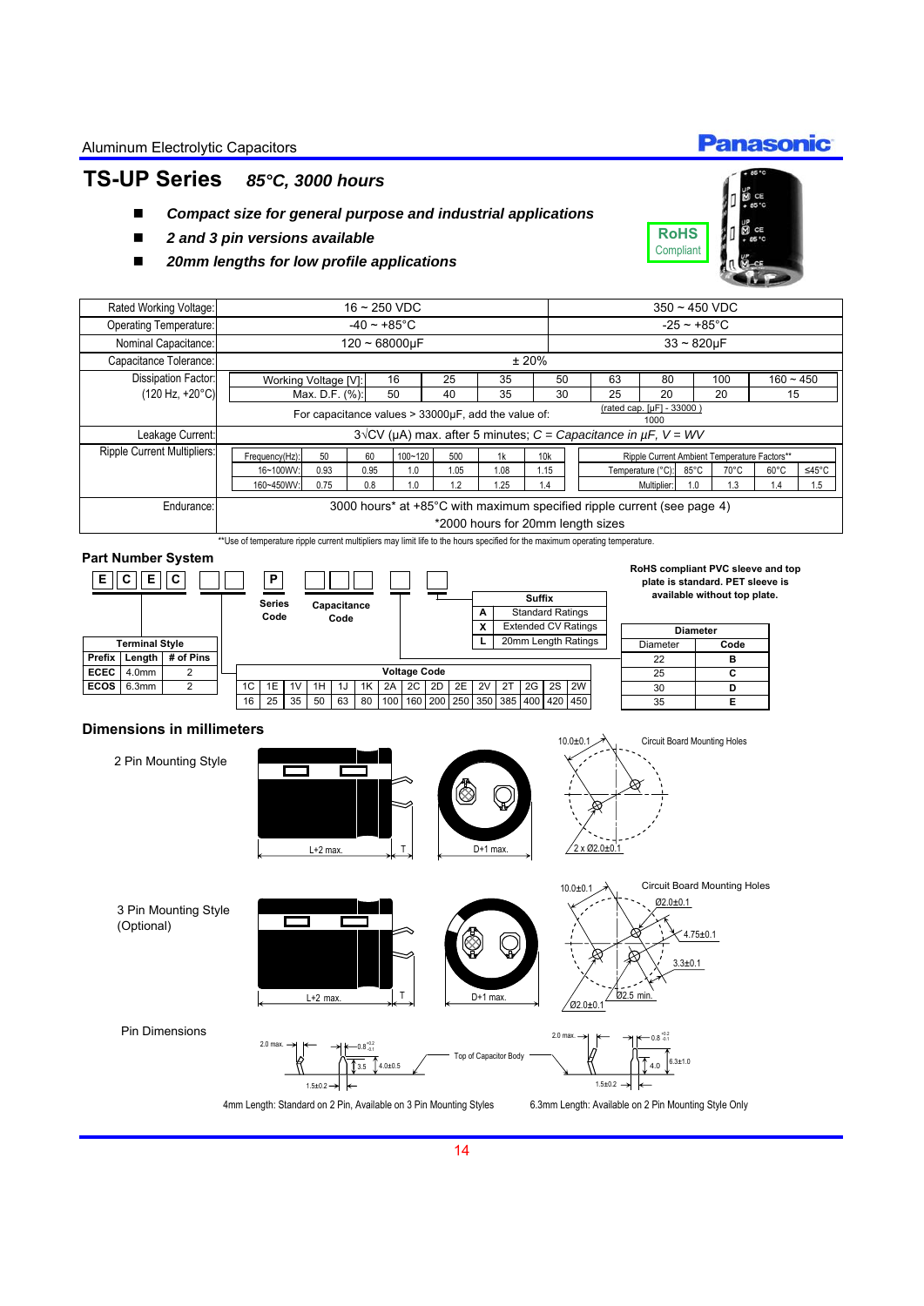Aluminum Electrolytic Capacitors

# TS-UP Series *85°C, 3000 hours*

- ***Compact size for general purpose and industrial applications***
- ***2 and 3 pin versions available***
- ***20mm lengths for low profile applications***

RoHS Compliant

| | 16 ~ 250 VDC | 350 ~ 450 VDC |
|---|---|---|
| Rated Working Voltage: | 16 ~ 250 VDC | 350 ~ 450 VDC |
| Operating Temperature: | -40 ~ +85°C | -25 ~ +85°C |
| Nominal Capacitance: | 120 ~ 68000µF | 33 ~ 820µF |
| Capacitance Tolerance: | ± 20% | |

**Dissipation Factor: (120 Hz, +20°C)**

| Working Voltage [V]: | 16 | 25 | 35 | 50 | 63 | 80 | 100 | 160 ~ 450 |
|---|---|---|---|---|---|---|---|---|
| Max. D.F. (%): | 50 | 40 | 35 | 30 | 25 | 20 | 20 | 15 |

For capacitance values > 33000µF, add the value of: $\frac{\text{(rated cap. [µF] - 33000)}}{1000}$

**Leakage Current:** $3\sqrt{CV}$ (µA) max. after 5 minutes; *C = Capacitance in µF, V = WV*

**Ripple Current Multipliers:**

| Frequency(Hz): | 50 | 60 | 100~120 | 500 | 1k | 10k |
|---|---|---|---|---|---|---|
| 16~100WV: | 0.93 | 0.95 | 1.0 | 1.05 | 1.08 | 1.15 |
| 160~450WV: | 0.75 | 0.8 | 1.0 | 1.2 | 1.25 | 1.4 |

| Ripple Current Ambient Temperature Factors** | | | | |
|---|---|---|---|---|
| Temperature (°C): | 85°C | 70°C | 60°C | ≤45°C |
| Multiplier: | 1.0 | 1.3 | 1.4 | 1.5 |

**Endurance:** 3000 hours* at +85°C with maximum specified ripple current (see page 4)
*2000 hours for 20mm length sizes

**Use of temperature ripple current multipliers may limit life to the hours specified for the maximum operating temperature.

## Part Number System

E C E C ☐ ☐ P ☐ ☐ ☐ ☐ ☐

Series Code — Capacitance Code

RoHS compliant PVC sleeve and top plate is standard. PET sleeve is available without top plate.

| Terminal Style | | |
|---|---|---|
| Prefix | Length | # of Pins |
| ECEC | 4.0mm | 2 |
| ECOS | 6.3mm | 2 |

| Suffix | |
|---|---|
| A | Standard Ratings |
| X | Extended CV Ratings |
| L | 20mm Length Ratings |

| Diameter | Code |
|---|---|
| 22 | B |
| 25 | C |
| 30 | D |
| 35 | E |

| Voltage Code | | | | | | | | | | | | | | | |
|---|---|---|---|---|---|---|---|---|---|---|---|---|---|---|---|
| 1C | 1E | 1V | 1H | 1J | 1K | 2A | 2C | 2D | 2E | 2V | 2T | 2G | 2S | 2W |
| 16 | 25 | 35 | 50 | 63 | 80 | 100 | 160 | 200 | 250 | 350 | 385 | 400 | 420 | 450 |

## Dimensions in millimeters

2 Pin Mounting Style

L+2 max. T D+1 max.

Circuit Board Mounting Holes: 10.0±0.1; 2 x Ø2.0±0.1

3 Pin Mounting Style (Optional)

L+2 max. T D+1 max.

Circuit Board Mounting Holes: 10.0±0.1; Ø2.0±0.1; 4.75±0.1; 3.3±0.1; Ø2.5 min.; Ø2.0±0.1

Pin Dimensions

2.0 max.; 0.8 $^{+0.2}_{-0.1}$; 3.5; 4.0±0.5; 1.5±0.2; Top of Capacitor Body

2.0 max.; 0.8 $^{+0.2}_{-0.1}$; 4.0; 6.3±1.0; 1.5±0.2

4mm Length: Standard on 2 Pin, Available on 3 Pin Mounting Styles

6.3mm Length: Available on 2 Pin Mounting Style Only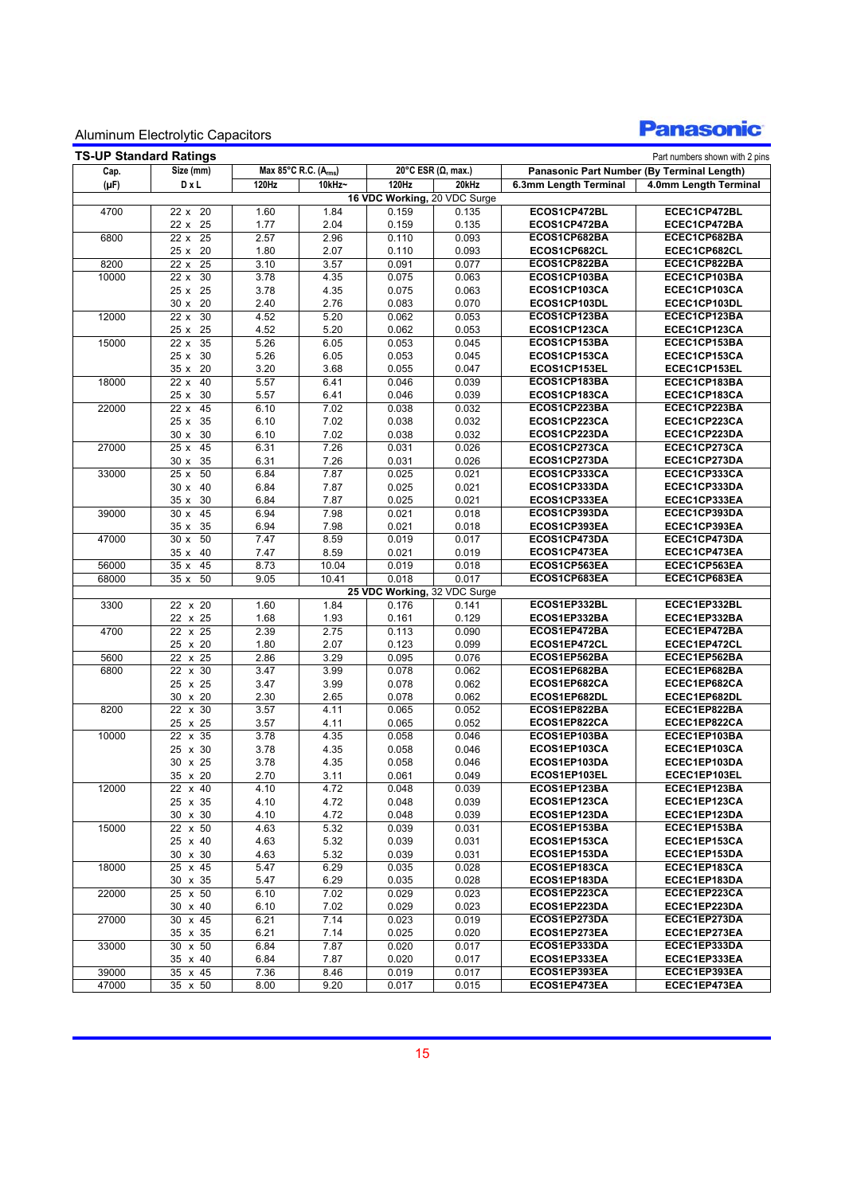Aluminum Electrolytic Capacitors

## TS-UP Standard Ratings

Part numbers shown with 2 pins

| Cap. (µF) | Size (mm) D x L | Max 85°C R.C. ($A_{rms}$) 120Hz | Max 85°C R.C. ($A_{rms}$) 10kHz~ | 20°C ESR (Ω, max.) 120Hz | 20°C ESR (Ω, max.) 20kHz | Panasonic Part Number 6.3mm Length Terminal | Panasonic Part Number 4.0mm Length Terminal |
|---|---|---|---|---|---|---|---|
| **16 VDC Working, 20 VDC Surge** | | | | | | | |
| 4700 | 22 x 20 | 1.60 | 1.84 | 0.159 | 0.135 | ECOS1CP472BL | ECEC1CP472BL |
| | 22 x 25 | 1.77 | 2.04 | 0.159 | 0.135 | ECOS1CP472BA | ECEC1CP472BA |
| 6800 | 22 x 25 | 2.57 | 2.96 | 0.110 | 0.093 | ECOS1CP682BA | ECEC1CP682BA |
| | 25 x 20 | 1.80 | 2.07 | 0.110 | 0.093 | ECOS1CP682CL | ECEC1CP682CL |
| 8200 | 22 x 25 | 3.10 | 3.57 | 0.091 | 0.077 | ECOS1CP822BA | ECEC1CP822BA |
| 10000 | 22 x 30 | 3.78 | 4.35 | 0.075 | 0.063 | ECOS1CP103BA | ECEC1CP103BA |
| | 25 x 25 | 3.78 | 4.35 | 0.075 | 0.063 | ECOS1CP103CA | ECEC1CP103CA |
| | 30 x 20 | 2.40 | 2.76 | 0.083 | 0.070 | ECOS1CP103DL | ECEC1CP103DL |
| 12000 | 22 x 30 | 4.52 | 5.20 | 0.062 | 0.053 | ECOS1CP123BA | ECEC1CP123BA |
| | 25 x 25 | 4.52 | 5.20 | 0.062 | 0.053 | ECOS1CP123CA | ECEC1CP123CA |
| 15000 | 22 x 35 | 5.26 | 6.05 | 0.053 | 0.045 | ECOS1CP153BA | ECEC1CP153BA |
| | 25 x 30 | 5.26 | 6.05 | 0.053 | 0.045 | ECOS1CP153CA | ECEC1CP153CA |
| | 35 x 20 | 3.20 | 3.68 | 0.055 | 0.047 | ECOS1CP153EL | ECEC1CP153EL |
| 18000 | 22 x 40 | 5.57 | 6.41 | 0.046 | 0.039 | ECOS1CP183BA | ECEC1CP183BA |
| | 25 x 30 | 5.57 | 6.41 | 0.046 | 0.039 | ECOS1CP183CA | ECEC1CP183CA |
| 22000 | 22 x 45 | 6.10 | 7.02 | 0.038 | 0.032 | ECOS1CP223BA | ECEC1CP223BA |
| | 25 x 35 | 6.10 | 7.02 | 0.038 | 0.032 | ECOS1CP223CA | ECEC1CP223CA |
| | 30 x 30 | 6.10 | 7.02 | 0.038 | 0.032 | ECOS1CP223DA | ECEC1CP223DA |
| 27000 | 25 x 45 | 6.31 | 7.26 | 0.031 | 0.026 | ECOS1CP273CA | ECEC1CP273CA |
| | 30 x 35 | 6.31 | 7.26 | 0.031 | 0.026 | ECOS1CP273DA | ECEC1CP273DA |
| 33000 | 25 x 50 | 6.84 | 7.87 | 0.025 | 0.021 | ECOS1CP333CA | ECEC1CP333CA |
| | 30 x 40 | 6.84 | 7.87 | 0.025 | 0.021 | ECOS1CP333DA | ECEC1CP333DA |
| | 35 x 30 | 6.84 | 7.87 | 0.025 | 0.021 | ECOS1CP333EA | ECEC1CP333EA |
| 39000 | 30 x 45 | 6.94 | 7.98 | 0.021 | 0.018 | ECOS1CP393DA | ECEC1CP393DA |
| | 35 x 35 | 6.94 | 7.98 | 0.021 | 0.018 | ECOS1CP393EA | ECEC1CP393EA |
| 47000 | 30 x 50 | 7.47 | 8.59 | 0.019 | 0.017 | ECOS1CP473DA | ECEC1CP473DA |
| | 35 x 40 | 7.47 | 8.59 | 0.021 | 0.019 | ECOS1CP473EA | ECEC1CP473EA |
| 56000 | 35 x 45 | 8.73 | 10.04 | 0.019 | 0.018 | ECOS1CP563EA | ECEC1CP563EA |
| 68000 | 35 x 50 | 9.05 | 10.41 | 0.018 | 0.017 | ECOS1CP683EA | ECEC1CP683EA |
| **25 VDC Working, 32 VDC Surge** | | | | | | | |
| 3300 | 22 x 20 | 1.60 | 1.84 | 0.176 | 0.141 | ECOS1EP332BL | ECEC1EP332BL |
| | 22 x 25 | 1.68 | 1.93 | 0.161 | 0.129 | ECOS1EP332BA | ECEC1EP332BA |
| 4700 | 22 x 25 | 2.39 | 2.75 | 0.113 | 0.090 | ECOS1EP472BA | ECEC1EP472BA |
| | 25 x 20 | 1.80 | 2.07 | 0.123 | 0.099 | ECOS1EP472CL | ECEC1EP472CL |
| 5600 | 22 x 25 | 2.86 | 3.29 | 0.095 | 0.076 | ECOS1EP562BA | ECEC1EP562BA |
| 6800 | 22 x 30 | 3.47 | 3.99 | 0.078 | 0.062 | ECOS1EP682BA | ECEC1EP682BA |
| | 25 x 25 | 3.47 | 3.99 | 0.078 | 0.062 | ECOS1EP682CA | ECEC1EP682CA |
| | 30 x 20 | 2.30 | 2.65 | 0.078 | 0.062 | ECOS1EP682DL | ECEC1EP682DL |
| 8200 | 22 x 30 | 3.57 | 4.11 | 0.065 | 0.052 | ECOS1EP822BA | ECEC1EP822BA |
| | 25 x 25 | 3.57 | 4.11 | 0.065 | 0.052 | ECOS1EP822CA | ECEC1EP822CA |
| 10000 | 22 x 35 | 3.78 | 4.35 | 0.058 | 0.046 | ECOS1EP103BA | ECEC1EP103BA |
| | 25 x 30 | 3.78 | 4.35 | 0.058 | 0.046 | ECOS1EP103CA | ECEC1EP103CA |
| | 30 x 25 | 3.78 | 4.35 | 0.058 | 0.046 | ECOS1EP103DA | ECEC1EP103DA |
| | 35 x 20 | 2.70 | 3.11 | 0.061 | 0.049 | ECOS1EP103EL | ECEC1EP103EL |
| 12000 | 22 x 40 | 4.10 | 4.72 | 0.048 | 0.039 | ECOS1EP123BA | ECEC1EP123BA |
| | 25 x 35 | 4.10 | 4.72 | 0.048 | 0.039 | ECOS1EP123CA | ECEC1EP123CA |
| | 30 x 30 | 4.10 | 4.72 | 0.048 | 0.039 | ECOS1EP123DA | ECEC1EP123DA |
| 15000 | 22 x 50 | 4.63 | 5.32 | 0.039 | 0.031 | ECOS1EP153BA | ECEC1EP153BA |
| | 25 x 40 | 4.63 | 5.32 | 0.039 | 0.031 | ECOS1EP153CA | ECEC1EP153CA |
| | 30 x 30 | 4.63 | 5.32 | 0.039 | 0.031 | ECOS1EP153DA | ECEC1EP153DA |
| 18000 | 25 x 45 | 5.47 | 6.29 | 0.035 | 0.028 | ECOS1EP183CA | ECEC1EP183CA |
| | 30 x 35 | 5.47 | 6.29 | 0.035 | 0.028 | ECOS1EP183DA | ECEC1EP183DA |
| 22000 | 25 x 50 | 6.10 | 7.02 | 0.029 | 0.023 | ECOS1EP223CA | ECEC1EP223CA |
| | 30 x 40 | 6.10 | 7.02 | 0.029 | 0.023 | ECOS1EP223DA | ECEC1EP223DA |
| 27000 | 30 x 45 | 6.21 | 7.14 | 0.023 | 0.019 | ECOS1EP273DA | ECEC1EP273DA |
| | 35 x 35 | 6.21 | 7.14 | 0.025 | 0.020 | ECOS1EP273EA | ECEC1EP273EA |
| 33000 | 30 x 50 | 6.84 | 7.87 | 0.020 | 0.017 | ECOS1EP333DA | ECEC1EP333DA |
| | 35 x 40 | 6.84 | 7.87 | 0.020 | 0.017 | ECOS1EP333EA | ECEC1EP333EA |
| 39000 | 35 x 45 | 7.36 | 8.46 | 0.019 | 0.017 | ECOS1EP393EA | ECEC1EP393EA |
| 47000 | 35 x 50 | 8.00 | 9.20 | 0.017 | 0.015 | ECOS1EP473EA | ECEC1EP473EA |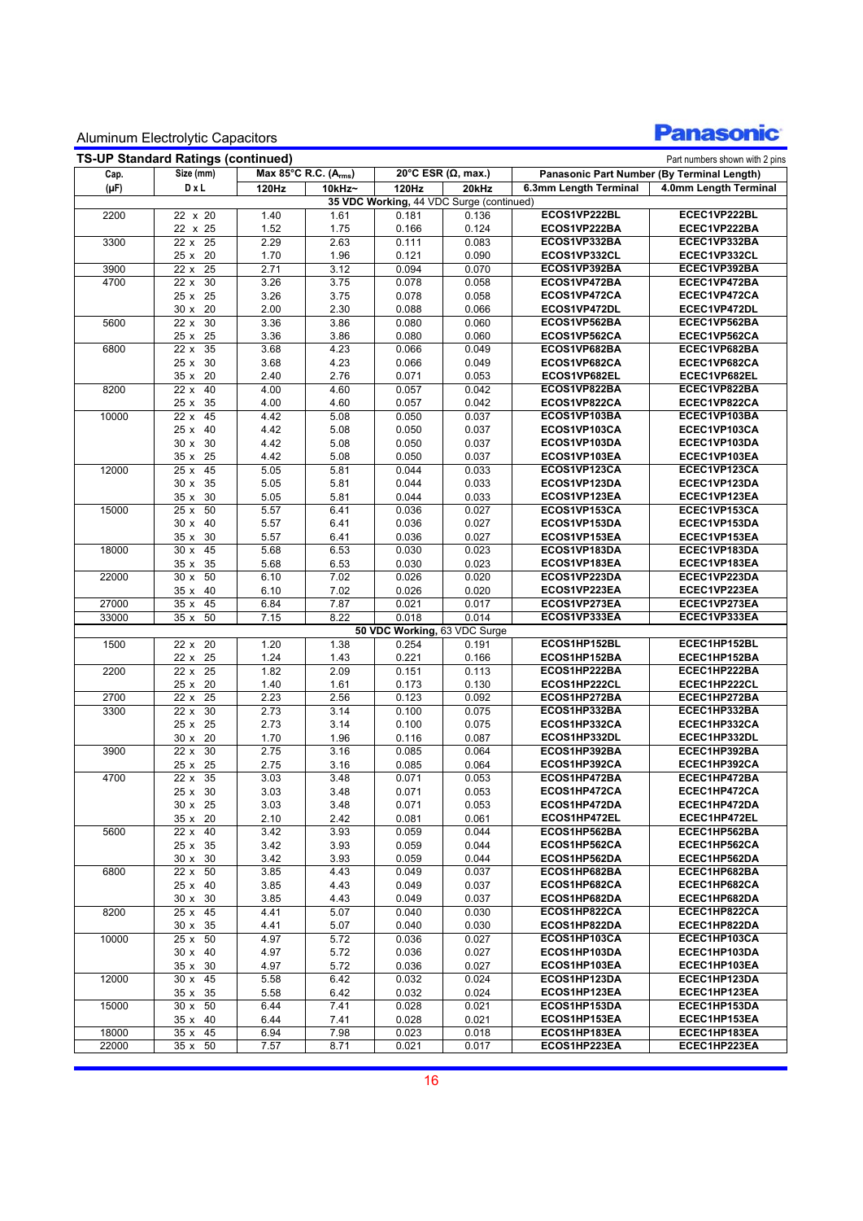Aluminum Electrolytic Capacitors

## TS-UP Standard Ratings (continued)

Part numbers shown with 2 pins

| Cap. (μF) | Size (mm) D x L | Max 85°C R.C. ($A_{rms}$) 120Hz | 10kHz~ | 20°C ESR (Ω, max.) 120Hz | 20kHz | Panasonic Part Number (By Terminal Length) 6.3mm Length Terminal | 4.0mm Length Terminal |
|---|---|---|---|---|---|---|---|
| **35 VDC Working,** 44 VDC Surge (continued) | | | | | | | |
| 2200 | 22 x 20 | 1.40 | 1.61 | 0.181 | 0.136 | ECOS1VP222BL | ECEC1VP222BL |
| | 22 x 25 | 1.52 | 1.75 | 0.166 | 0.124 | ECOS1VP222BA | ECEC1VP222BA |
| 3300 | 22 x 25 | 2.29 | 2.63 | 0.111 | 0.083 | ECOS1VP332BA | ECEC1VP332BA |
| | 25 x 20 | 1.70 | 1.96 | 0.121 | 0.090 | ECOS1VP332CL | ECEC1VP332CL |
| 3900 | 22 x 25 | 2.71 | 3.12 | 0.094 | 0.070 | ECOS1VP392BA | ECEC1VP392BA |
| 4700 | 22 x 30 | 3.26 | 3.75 | 0.078 | 0.058 | ECOS1VP472BA | ECEC1VP472BA |
| | 25 x 25 | 3.26 | 3.75 | 0.078 | 0.058 | ECOS1VP472CA | ECEC1VP472CA |
| | 30 x 20 | 2.00 | 2.30 | 0.088 | 0.066 | ECOS1VP472DL | ECEC1VP472DL |
| 5600 | 22 x 30 | 3.36 | 3.86 | 0.080 | 0.060 | ECOS1VP562BA | ECEC1VP562BA |
| | 25 x 25 | 3.36 | 3.86 | 0.080 | 0.060 | ECOS1VP562CA | ECEC1VP562CA |
| 6800 | 22 x 35 | 3.68 | 4.23 | 0.066 | 0.049 | ECOS1VP682BA | ECEC1VP682BA |
| | 25 x 30 | 3.68 | 4.23 | 0.066 | 0.049 | ECOS1VP682CA | ECEC1VP682CA |
| | 35 x 20 | 2.40 | 2.76 | 0.071 | 0.053 | ECOS1VP682EL | ECEC1VP682EL |
| 8200 | 22 x 40 | 4.00 | 4.60 | 0.057 | 0.042 | ECOS1VP822BA | ECEC1VP822BA |
| | 25 x 35 | 4.00 | 4.60 | 0.057 | 0.042 | ECOS1VP822CA | ECEC1VP822CA |
| 10000 | 22 x 45 | 4.42 | 5.08 | 0.050 | 0.037 | ECOS1VP103BA | ECEC1VP103BA |
| | 25 x 40 | 4.42 | 5.08 | 0.050 | 0.037 | ECOS1VP103CA | ECEC1VP103CA |
| | 30 x 30 | 4.42 | 5.08 | 0.050 | 0.037 | ECOS1VP103DA | ECEC1VP103DA |
| | 35 x 25 | 4.42 | 5.08 | 0.050 | 0.037 | ECOS1VP103EA | ECEC1VP103EA |
| 12000 | 25 x 45 | 5.05 | 5.81 | 0.044 | 0.033 | ECOS1VP123CA | ECEC1VP123CA |
| | 30 x 35 | 5.05 | 5.81 | 0.044 | 0.033 | ECOS1VP123DA | ECEC1VP123DA |
| | 35 x 30 | 5.05 | 5.81 | 0.044 | 0.033 | ECOS1VP123EA | ECEC1VP123EA |
| 15000 | 25 x 50 | 5.57 | 6.41 | 0.036 | 0.027 | ECOS1VP153CA | ECEC1VP153CA |
| | 30 x 40 | 5.57 | 6.41 | 0.036 | 0.027 | ECOS1VP153DA | ECEC1VP153DA |
| | 35 x 30 | 5.57 | 6.41 | 0.036 | 0.027 | ECOS1VP153EA | ECEC1VP153EA |
| 18000 | 30 x 45 | 5.68 | 6.53 | 0.030 | 0.023 | ECOS1VP183DA | ECEC1VP183DA |
| | 35 x 35 | 5.68 | 6.53 | 0.030 | 0.023 | ECOS1VP183EA | ECEC1VP183EA |
| 22000 | 30 x 50 | 6.10 | 7.02 | 0.026 | 0.020 | ECOS1VP223DA | ECEC1VP223DA |
| | 35 x 40 | 6.10 | 7.02 | 0.026 | 0.020 | ECOS1VP223EA | ECEC1VP223EA |
| 27000 | 35 x 45 | 6.84 | 7.87 | 0.021 | 0.017 | ECOS1VP273EA | ECEC1VP273EA |
| 33000 | 35 x 50 | 7.15 | 8.22 | 0.018 | 0.014 | ECOS1VP333EA | ECEC1VP333EA |
| **50 VDC Working,** 63 VDC Surge | | | | | | | |
| 1500 | 22 x 20 | 1.20 | 1.38 | 0.254 | 0.191 | ECOS1HP152BL | ECEC1HP152BL |
| | 22 x 25 | 1.24 | 1.43 | 0.221 | 0.166 | ECOS1HP152BA | ECEC1HP152BA |
| 2200 | 22 x 25 | 1.82 | 2.09 | 0.151 | 0.113 | ECOS1HP222BA | ECEC1HP222BA |
| | 25 x 20 | 1.40 | 1.61 | 0.173 | 0.130 | ECOS1HP222CL | ECEC1HP222CL |
| 2700 | 22 x 25 | 2.23 | 2.56 | 0.123 | 0.092 | ECOS1HP272BA | ECEC1HP272BA |
| 3300 | 22 x 30 | 2.73 | 3.14 | 0.100 | 0.075 | ECOS1HP332BA | ECEC1HP332BA |
| | 25 x 25 | 2.73 | 3.14 | 0.100 | 0.075 | ECOS1HP332CA | ECEC1HP332CA |
| | 30 x 20 | 1.70 | 1.96 | 0.116 | 0.087 | ECOS1HP332DL | ECEC1HP332DL |
| 3900 | 22 x 30 | 2.75 | 3.16 | 0.085 | 0.064 | ECOS1HP392BA | ECEC1HP392BA |
| | 25 x 25 | 2.75 | 3.16 | 0.085 | 0.064 | ECOS1HP392CA | ECEC1HP392CA |
| 4700 | 22 x 35 | 3.03 | 3.48 | 0.071 | 0.053 | ECOS1HP472BA | ECEC1HP472BA |
| | 25 x 30 | 3.03 | 3.48 | 0.071 | 0.053 | ECOS1HP472CA | ECEC1HP472CA |
| | 30 x 25 | 3.03 | 3.48 | 0.071 | 0.053 | ECOS1HP472DA | ECEC1HP472DA |
| | 35 x 20 | 2.10 | 2.42 | 0.081 | 0.061 | ECOS1HP472EL | ECEC1HP472EL |
| 5600 | 22 x 40 | 3.42 | 3.93 | 0.059 | 0.044 | ECOS1HP562BA | ECEC1HP562BA |
| | 25 x 35 | 3.42 | 3.93 | 0.059 | 0.044 | ECOS1HP562CA | ECEC1HP562CA |
| | 30 x 30 | 3.42 | 3.93 | 0.059 | 0.044 | ECOS1HP562DA | ECEC1HP562DA |
| 6800 | 22 x 50 | 3.85 | 4.43 | 0.049 | 0.037 | ECOS1HP682BA | ECEC1HP682BA |
| | 25 x 40 | 3.85 | 4.43 | 0.049 | 0.037 | ECOS1HP682CA | ECEC1HP682CA |
| | 30 x 30 | 3.85 | 4.43 | 0.049 | 0.037 | ECOS1HP682DA | ECEC1HP682DA |
| 8200 | 25 x 45 | 4.41 | 5.07 | 0.040 | 0.030 | ECOS1HP822CA | ECEC1HP822CA |
| | 30 x 35 | 4.41 | 5.07 | 0.040 | 0.030 | ECOS1HP822DA | ECEC1HP822DA |
| 10000 | 25 x 50 | 4.97 | 5.72 | 0.036 | 0.027 | ECOS1HP103CA | ECEC1HP103CA |
| | 30 x 40 | 4.97 | 5.72 | 0.036 | 0.027 | ECOS1HP103DA | ECEC1HP103DA |
| | 35 x 30 | 4.97 | 5.72 | 0.036 | 0.027 | ECOS1HP103EA | ECEC1HP103EA |
| 12000 | 30 x 45 | 5.58 | 6.42 | 0.032 | 0.024 | ECOS1HP123DA | ECEC1HP123DA |
| | 35 x 35 | 5.58 | 6.42 | 0.032 | 0.024 | ECOS1HP123EA | ECEC1HP123EA |
| 15000 | 30 x 50 | 6.44 | 7.41 | 0.028 | 0.021 | ECOS1HP153DA | ECEC1HP153DA |
| | 35 x 40 | 6.44 | 7.41 | 0.028 | 0.021 | ECOS1HP153EA | ECEC1HP153EA |
| 18000 | 35 x 45 | 6.94 | 7.98 | 0.023 | 0.018 | ECOS1HP183EA | ECEC1HP183EA |
| 22000 | 35 x 50 | 7.57 | 8.71 | 0.021 | 0.017 | ECOS1HP223EA | ECEC1HP223EA |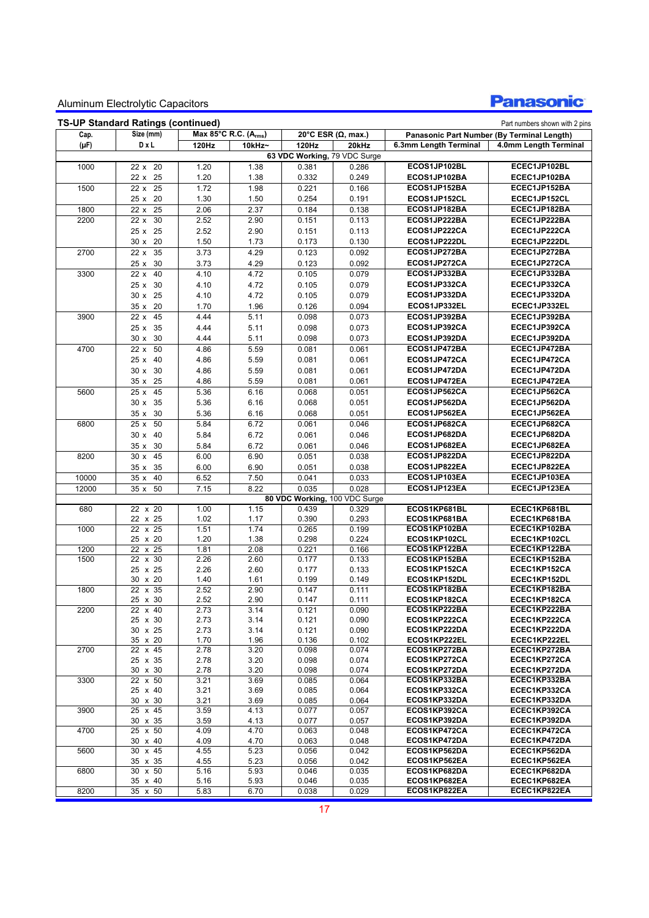Aluminum Electrolytic Capacitors

## TS-UP Standard Ratings (continued)

Part numbers shown with 2 pins

| Cap. (μF) | Size (mm) D x L | Max 85°C R.C. ($A_{rms}$) 120Hz | 10kHz~ | 20°C ESR (Ω, max.) 120Hz | 20kHz | Panasonic Part Number (By Terminal Length) 6.3mm Length Terminal | 4.0mm Length Terminal |
|---|---|---|---|---|---|---|---|
| **63 VDC Working, 79 VDC Surge** | | | | | | | |
| 1000 | 22 x 20 | 1.20 | 1.38 | 0.381 | 0.286 | ECOS1JP102BL | ECEC1JP102BL |
| | 22 x 25 | 1.20 | 1.38 | 0.332 | 0.249 | ECOS1JP102BA | ECEC1JP102BA |
| 1500 | 22 x 25 | 1.72 | 1.98 | 0.221 | 0.166 | ECOS1JP152BA | ECEC1JP152BA |
| | 25 x 20 | 1.30 | 1.50 | 0.254 | 0.191 | ECOS1JP152CL | ECEC1JP152CL |
| 1800 | 22 x 25 | 2.06 | 2.37 | 0.184 | 0.138 | ECOS1JP182BA | ECEC1JP182BA |
| 2200 | 22 x 30 | 2.52 | 2.90 | 0.151 | 0.113 | ECOS1JP222BA | ECEC1JP222BA |
| | 25 x 25 | 2.52 | 2.90 | 0.151 | 0.113 | ECOS1JP222CA | ECEC1JP222CA |
| | 30 x 20 | 1.50 | 1.73 | 0.173 | 0.130 | ECOS1JP222DL | ECEC1JP222DL |
| 2700 | 22 x 35 | 3.73 | 4.29 | 0.123 | 0.092 | ECOS1JP272BA | ECEC1JP272BA |
| | 25 x 30 | 3.73 | 4.29 | 0.123 | 0.092 | ECOS1JP272CA | ECEC1JP272CA |
| 3300 | 22 x 40 | 4.10 | 4.72 | 0.105 | 0.079 | ECOS1JP332BA | ECEC1JP332BA |
| | 25 x 30 | 4.10 | 4.72 | 0.105 | 0.079 | ECOS1JP332CA | ECEC1JP332CA |
| | 30 x 25 | 4.10 | 4.72 | 0.105 | 0.079 | ECOS1JP332DA | ECEC1JP332DA |
| | 35 x 20 | 1.70 | 1.96 | 0.126 | 0.094 | ECOS1JP332EL | ECEC1JP332EL |
| 3900 | 22 x 45 | 4.44 | 5.11 | 0.098 | 0.073 | ECOS1JP392BA | ECEC1JP392BA |
| | 25 x 35 | 4.44 | 5.11 | 0.098 | 0.073 | ECOS1JP392CA | ECEC1JP392CA |
| | 30 x 30 | 4.44 | 5.11 | 0.098 | 0.073 | ECOS1JP392DA | ECEC1JP392DA |
| 4700 | 22 x 50 | 4.86 | 5.59 | 0.081 | 0.061 | ECOS1JP472BA | ECEC1JP472BA |
| | 25 x 40 | 4.86 | 5.59 | 0.081 | 0.061 | ECOS1JP472CA | ECEC1JP472CA |
| | 30 x 30 | 4.86 | 5.59 | 0.081 | 0.061 | ECOS1JP472DA | ECEC1JP472DA |
| | 35 x 25 | 4.86 | 5.59 | 0.081 | 0.061 | ECOS1JP472EA | ECEC1JP472EA |
| 5600 | 25 x 45 | 5.36 | 6.16 | 0.068 | 0.051 | ECOS1JP562CA | ECEC1JP562CA |
| | 30 x 35 | 5.36 | 6.16 | 0.068 | 0.051 | ECOS1JP562DA | ECEC1JP562DA |
| | 35 x 30 | 5.36 | 6.16 | 0.068 | 0.051 | ECOS1JP562EA | ECEC1JP562EA |
| 6800 | 25 x 50 | 5.84 | 6.72 | 0.061 | 0.046 | ECOS1JP682CA | ECEC1JP682CA |
| | 30 x 40 | 5.84 | 6.72 | 0.061 | 0.046 | ECOS1JP682DA | ECEC1JP682DA |
| | 35 x 30 | 5.84 | 6.72 | 0.061 | 0.046 | ECOS1JP682EA | ECEC1JP682EA |
| 8200 | 30 x 45 | 6.00 | 6.90 | 0.051 | 0.038 | ECOS1JP822DA | ECEC1JP822DA |
| | 35 x 35 | 6.00 | 6.90 | 0.051 | 0.038 | ECOS1JP822EA | ECEC1JP822EA |
| 10000 | 35 x 40 | 6.52 | 7.50 | 0.041 | 0.033 | ECOS1JP103EA | ECEC1JP103EA |
| 12000 | 35 x 50 | 7.15 | 8.22 | 0.035 | 0.028 | ECOS1JP123EA | ECEC1JP123EA |
| **80 VDC Working, 100 VDC Surge** | | | | | | | |
| 680 | 22 x 20 | 1.00 | 1.15 | 0.439 | 0.329 | ECOS1KP681BL | ECEC1KP681BL |
| | 22 x 25 | 1.02 | 1.17 | 0.390 | 0.293 | ECOS1KP681BA | ECEC1KP681BA |
| 1000 | 22 x 25 | 1.51 | 1.74 | 0.265 | 0.199 | ECOS1KP102BA | ECEC1KP102BA |
| | 25 x 20 | 1.20 | 1.38 | 0.298 | 0.224 | ECOS1KP102CL | ECEC1KP102CL |
| 1200 | 22 x 25 | 1.81 | 2.08 | 0.221 | 0.166 | ECOS1KP122BA | ECEC1KP122BA |
| 1500 | 22 x 30 | 2.26 | 2.60 | 0.177 | 0.133 | ECOS1KP152BA | ECEC1KP152BA |
| | 25 x 25 | 2.26 | 2.60 | 0.177 | 0.133 | ECOS1KP152CA | ECEC1KP152CA |
| | 30 x 20 | 1.40 | 1.61 | 0.199 | 0.149 | ECOS1KP152DL | ECEC1KP152DL |
| 1800 | 22 x 35 | 2.52 | 2.90 | 0.147 | 0.111 | ECOS1KP182BA | ECEC1KP182BA |
| | 25 x 30 | 2.52 | 2.90 | 0.147 | 0.111 | ECOS1KP182CA | ECEC1KP182CA |
| 2200 | 22 x 40 | 2.73 | 3.14 | 0.121 | 0.090 | ECOS1KP222BA | ECEC1KP222BA |
| | 25 x 30 | 2.73 | 3.14 | 0.121 | 0.090 | ECOS1KP222CA | ECEC1KP222CA |
| | 30 x 25 | 2.73 | 3.14 | 0.121 | 0.090 | ECOS1KP222DA | ECEC1KP222DA |
| | 35 x 20 | 1.70 | 1.96 | 0.136 | 0.102 | ECOS1KP222EL | ECEC1KP222EL |
| 2700 | 22 x 45 | 2.78 | 3.20 | 0.098 | 0.074 | ECOS1KP272BA | ECEC1KP272BA |
| | 25 x 35 | 2.78 | 3.20 | 0.098 | 0.074 | ECOS1KP272CA | ECEC1KP272CA |
| | 30 x 30 | 2.78 | 3.20 | 0.098 | 0.074 | ECOS1KP272DA | ECEC1KP272DA |
| 3300 | 22 x 50 | 3.21 | 3.69 | 0.085 | 0.064 | ECOS1KP332BA | ECEC1KP332BA |
| | 25 x 40 | 3.21 | 3.69 | 0.085 | 0.064 | ECOS1KP332CA | ECEC1KP332CA |
| | 30 x 30 | 3.21 | 3.69 | 0.085 | 0.064 | ECOS1KP332DA | ECEC1KP332DA |
| 3900 | 25 x 45 | 3.59 | 4.13 | 0.077 | 0.057 | ECOS1KP392CA | ECEC1KP392CA |
| | 30 x 35 | 3.59 | 4.13 | 0.077 | 0.057 | ECOS1KP392DA | ECEC1KP392DA |
| 4700 | 25 x 50 | 4.09 | 4.70 | 0.063 | 0.048 | ECOS1KP472CA | ECEC1KP472CA |
| | 30 x 40 | 4.09 | 4.70 | 0.063 | 0.048 | ECOS1KP472DA | ECEC1KP472DA |
| 5600 | 30 x 45 | 4.55 | 5.23 | 0.056 | 0.042 | ECOS1KP562DA | ECEC1KP562DA |
| | 35 x 35 | 4.55 | 5.23 | 0.056 | 0.042 | ECOS1KP562EA | ECEC1KP562EA |
| 6800 | 30 x 50 | 5.16 | 5.93 | 0.046 | 0.035 | ECOS1KP682DA | ECEC1KP682DA |
| | 35 x 40 | 5.16 | 5.93 | 0.046 | 0.035 | ECOS1KP682EA | ECEC1KP682EA |
| 8200 | 35 x 50 | 5.83 | 6.70 | 0.038 | 0.029 | ECOS1KP822EA | ECEC1KP822EA |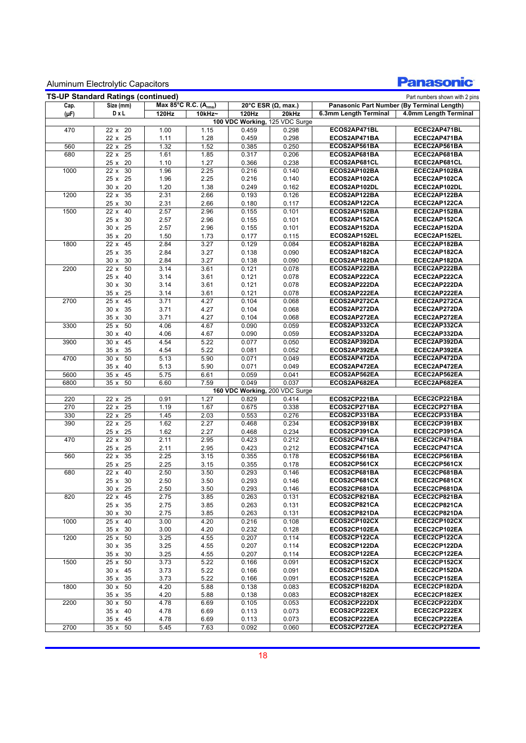Aluminum Electrolytic Capacitors

## TS-UP Standard Ratings (continued)

Part numbers shown with 2 pins

| Cap. (µF) | Size (mm) D x L | Max 85°C R.C. ($A_{rms}$) 120Hz | 10kHz~ | 20°C ESR (Ω, max.) 120Hz | 20kHz | Panasonic Part Number (By Terminal Length) 6.3mm Length Terminal | 4.0mm Length Terminal |
|---|---|---|---|---|---|---|---|
| **100 VDC Working, 125 VDC Surge** | | | | | | | |
| 470 | 22 x 20 | 1.00 | 1.15 | 0.459 | 0.298 | ECOS2AP471BL | ECEC2AP471BL |
| | 22 x 25 | 1.11 | 1.28 | 0.459 | 0.298 | ECOS2AP471BA | ECEC2AP471BA |
| 560 | 22 x 25 | 1.32 | 1.52 | 0.385 | 0.250 | ECOS2AP561BA | ECEC2AP561BA |
| 680 | 22 x 25 | 1.61 | 1.85 | 0.317 | 0.206 | ECOS2AP681BA | ECEC2AP681BA |
| | 25 x 20 | 1.10 | 1.27 | 0.366 | 0.238 | ECOS2AP681CL | ECEC2AP681CL |
| 1000 | 22 x 30 | 1.96 | 2.25 | 0.216 | 0.140 | ECOS2AP102BA | ECEC2AP102BA |
| | 25 x 25 | 1.96 | 2.25 | 0.216 | 0.140 | ECOS2AP102CA | ECEC2AP102CA |
| | 30 x 20 | 1.20 | 1.38 | 0.249 | 0.162 | ECOS2AP102DL | ECEC2AP102DL |
| 1200 | 22 x 35 | 2.31 | 2.66 | 0.193 | 0.126 | ECOS2AP122BA | ECEC2AP122BA |
| | 25 x 30 | 2.31 | 2.66 | 0.180 | 0.117 | ECOS2AP122CA | ECEC2AP122CA |
| 1500 | 22 x 40 | 2.57 | 2.96 | 0.155 | 0.101 | ECOS2AP152BA | ECEC2AP152BA |
| | 25 x 30 | 2.57 | 2.96 | 0.155 | 0.101 | ECOS2AP152CA | ECEC2AP152CA |
| | 30 x 25 | 2.57 | 2.96 | 0.155 | 0.101 | ECOS2AP152DA | ECEC2AP152DA |
| | 35 x 20 | 1.50 | 1.73 | 0.177 | 0.115 | ECOS2AP152EL | ECEC2AP152EL |
| 1800 | 22 x 45 | 2.84 | 3.27 | 0.129 | 0.084 | ECOS2AP182BA | ECEC2AP182BA |
| | 25 x 35 | 2.84 | 3.27 | 0.138 | 0.090 | ECOS2AP182CA | ECEC2AP182CA |
| | 30 x 30 | 2.84 | 3.27 | 0.138 | 0.090 | ECOS2AP182DA | ECEC2AP182DA |
| 2200 | 22 x 50 | 3.14 | 3.61 | 0.121 | 0.078 | ECOS2AP222BA | ECEC2AP222BA |
| | 25 x 40 | 3.14 | 3.61 | 0.121 | 0.078 | ECOS2AP222CA | ECEC2AP222CA |
| | 30 x 30 | 3.14 | 3.61 | 0.121 | 0.078 | ECOS2AP222DA | ECEC2AP222DA |
| | 35 x 25 | 3.14 | 3.61 | 0.121 | 0.078 | ECOS2AP222EA | ECEC2AP222EA |
| 2700 | 25 x 45 | 3.71 | 4.27 | 0.104 | 0.068 | ECOS2AP272CA | ECEC2AP272CA |
| | 30 x 35 | 3.71 | 4.27 | 0.104 | 0.068 | ECOS2AP272DA | ECEC2AP272DA |
| | 35 x 30 | 3.71 | 4.27 | 0.104 | 0.068 | ECOS2AP272EA | ECEC2AP272EA |
| 3300 | 25 x 50 | 4.06 | 4.67 | 0.090 | 0.059 | ECOS2AP332CA | ECEC2AP332CA |
| | 30 x 40 | 4.06 | 4.67 | 0.090 | 0.059 | ECOS2AP332DA | ECEC2AP332DA |
| 3900 | 30 x 45 | 4.54 | 5.22 | 0.077 | 0.050 | ECOS2AP392DA | ECEC2AP392DA |
| | 35 x 35 | 4.54 | 5.22 | 0.081 | 0.052 | ECOS2AP392EA | ECEC2AP392EA |
| 4700 | 30 x 50 | 5.13 | 5.90 | 0.071 | 0.049 | ECOS2AP472DA | ECEC2AP472DA |
| | 35 x 40 | 5.13 | 5.90 | 0.071 | 0.049 | ECOS2AP472EA | ECEC2AP472EA |
| 5600 | 35 x 45 | 5.75 | 6.61 | 0.059 | 0.041 | ECOS2AP562EA | ECEC2AP562EA |
| 6800 | 35 x 50 | 6.60 | 7.59 | 0.049 | 0.037 | ECOS2AP682EA | ECEC2AP682EA |
| **160 VDC Working, 200 VDC Surge** | | | | | | | |
| 220 | 22 x 25 | 0.91 | 1.27 | 0.829 | 0.414 | ECOS2CP221BA | ECEC2CP221BA |
| 270 | 22 x 25 | 1.19 | 1.67 | 0.675 | 0.338 | ECOS2CP271BA | ECEC2CP271BA |
| 330 | 22 x 25 | 1.45 | 2.03 | 0.553 | 0.276 | ECOS2CP331BA | ECEC2CP331BA |
| 390 | 22 x 25 | 1.62 | 2.27 | 0.468 | 0.234 | ECOS2CP391BX | ECEC2CP391BX |
| | 25 x 25 | 1.62 | 2.27 | 0.468 | 0.234 | ECOS2CP391CA | ECEC2CP391CA |
| 470 | 22 x 30 | 2.11 | 2.95 | 0.423 | 0.212 | ECOS2CP471BA | ECEC2CP471BA |
| | 25 x 25 | 2.11 | 2.95 | 0.423 | 0.212 | ECOS2CP471CA | ECEC2CP471CA |
| 560 | 22 x 35 | 2.25 | 3.15 | 0.355 | 0.178 | ECOS2CP561BA | ECEC2CP561BA |
| | 25 x 25 | 2.25 | 3.15 | 0.355 | 0.178 | ECOS2CP561CX | ECEC2CP561CX |
| 680 | 22 x 40 | 2.50 | 3.50 | 0.293 | 0.146 | ECOS2CP681BA | ECEC2CP681BA |
| | 25 x 30 | 2.50 | 3.50 | 0.293 | 0.146 | ECOS2CP681CX | ECEC2CP681CX |
| | 30 x 25 | 2.50 | 3.50 | 0.293 | 0.146 | ECOS2CP681DA | ECEC2CP681DA |
| 820 | 22 x 45 | 2.75 | 3.85 | 0.263 | 0.131 | ECOS2CP821BA | ECEC2CP821BA |
| | 25 x 35 | 2.75 | 3.85 | 0.263 | 0.131 | ECOS2CP821CA | ECEC2CP821CA |
| | 30 x 30 | 2.75 | 3.85 | 0.263 | 0.131 | ECOS2CP821DA | ECEC2CP821DA |
| 1000 | 25 x 40 | 3.00 | 4.20 | 0.216 | 0.108 | ECOS2CP102CX | ECEC2CP102CX |
| | 35 x 30 | 3.00 | 4.20 | 0.232 | 0.128 | ECOS2CP102EA | ECEC2CP102EA |
| 1200 | 25 x 50 | 3.25 | 4.55 | 0.207 | 0.114 | ECOS2CP122CA | ECEC2CP122CA |
| | 30 x 35 | 3.25 | 4.55 | 0.207 | 0.114 | ECOS2CP122DA | ECEC2CP122DA |
| | 35 x 30 | 3.25 | 4.55 | 0.207 | 0.114 | ECOS2CP122EA | ECEC2CP122EA |
| 1500 | 25 x 50 | 3.73 | 5.22 | 0.166 | 0.091 | ECOS2CP152CX | ECEC2CP152CX |
| | 30 x 45 | 3.73 | 5.22 | 0.166 | 0.091 | ECOS2CP152DA | ECEC2CP152DA |
| | 35 x 35 | 3.73 | 5.22 | 0.166 | 0.091 | ECOS2CP152EA | ECEC2CP152EA |
| 1800 | 30 x 50 | 4.20 | 5.88 | 0.138 | 0.083 | ECOS2CP182DA | ECEC2CP182DA |
| | 35 x 35 | 4.20 | 5.88 | 0.138 | 0.083 | ECOS2CP182EX | ECEC2CP182EX |
| 2200 | 30 x 50 | 4.78 | 6.69 | 0.105 | 0.053 | ECOS2CP222DX | ECEC2CP222DX |
| | 35 x 40 | 4.78 | 6.69 | 0.113 | 0.073 | ECOS2CP222EX | ECEC2CP222EX |
| | 35 x 45 | 4.78 | 6.69 | 0.113 | 0.073 | ECOS2CP222EA | ECEC2CP222EA |
| 2700 | 35 x 50 | 5.45 | 7.63 | 0.092 | 0.060 | ECOS2CP272EA | ECEC2CP272EA |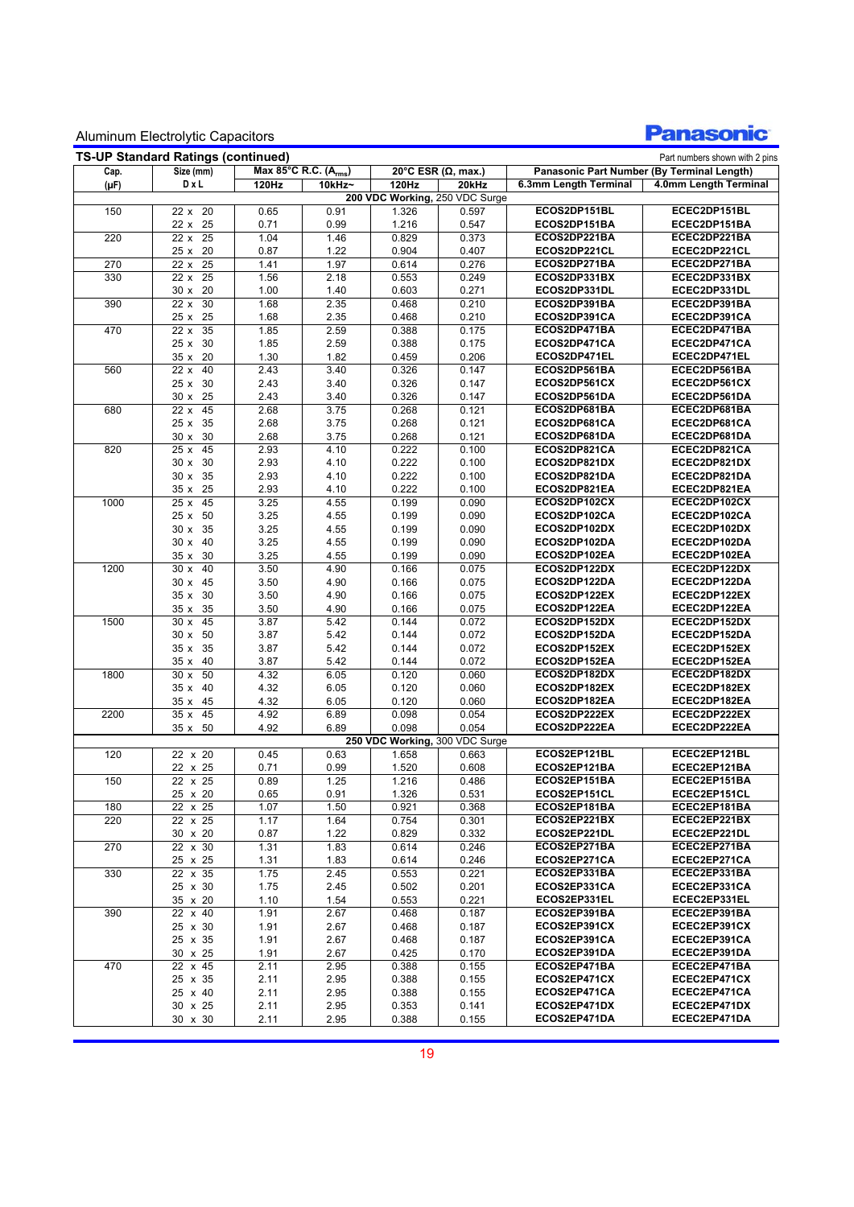Aluminum Electrolytic Capacitors

**Panasonic**

## TS-UP Standard Ratings (continued)

Part numbers shown with 2 pins

| Cap. (μF) | Size (mm) D x L | Max 85°C R.C. ($A_{rms}$) 120Hz | Max 85°C R.C. ($A_{rms}$) 10kHz~ | 20°C ESR (Ω, max.) 120Hz | 20°C ESR (Ω, max.) 20kHz | Panasonic Part Number (By Terminal Length) 6.3mm Length Terminal | Panasonic Part Number (By Terminal Length) 4.0mm Length Terminal |
|---|---|---|---|---|---|---|---|
| **200 VDC Working, 250 VDC Surge** | | | | | | | |
| 150 | 22 x 20 | 0.65 | 0.91 | 1.326 | 0.597 | ECOS2DP151BL | ECEC2DP151BL |
| | 22 x 25 | 0.71 | 0.99 | 1.216 | 0.547 | ECOS2DP151BA | ECEC2DP151BA |
| 220 | 22 x 25 | 1.04 | 1.46 | 0.829 | 0.373 | ECOS2DP221BA | ECEC2DP221BA |
| | 25 x 20 | 0.87 | 1.22 | 0.904 | 0.407 | ECOS2DP221CL | ECEC2DP221CL |
| 270 | 22 x 25 | 1.41 | 1.97 | 0.614 | 0.276 | ECOS2DP271BA | ECEC2DP271BA |
| 330 | 22 x 25 | 1.56 | 2.18 | 0.553 | 0.249 | ECOS2DP331BX | ECEC2DP331BX |
| | 30 x 20 | 1.00 | 1.40 | 0.603 | 0.271 | ECOS2DP331DL | ECEC2DP331DL |
| 390 | 22 x 30 | 1.68 | 2.35 | 0.468 | 0.210 | ECOS2DP391BA | ECEC2DP391BA |
| | 25 x 25 | 1.68 | 2.35 | 0.468 | 0.210 | ECOS2DP391CA | ECEC2DP391CA |
| 470 | 22 x 35 | 1.85 | 2.59 | 0.388 | 0.175 | ECOS2DP471BA | ECEC2DP471BA |
| | 25 x 30 | 1.85 | 2.59 | 0.388 | 0.175 | ECOS2DP471CA | ECEC2DP471CA |
| | 35 x 20 | 1.30 | 1.82 | 0.459 | 0.206 | ECOS2DP471EL | ECEC2DP471EL |
| 560 | 22 x 40 | 2.43 | 3.40 | 0.326 | 0.147 | ECOS2DP561BA | ECEC2DP561BA |
| | 25 x 30 | 2.43 | 3.40 | 0.326 | 0.147 | ECOS2DP561CX | ECEC2DP561CX |
| | 30 x 25 | 2.43 | 3.40 | 0.326 | 0.147 | ECOS2DP561DA | ECEC2DP561DA |
| 680 | 22 x 45 | 2.68 | 3.75 | 0.268 | 0.121 | ECOS2DP681BA | ECEC2DP681BA |
| | 25 x 35 | 2.68 | 3.75 | 0.268 | 0.121 | ECOS2DP681CA | ECEC2DP681CA |
| | 30 x 30 | 2.68 | 3.75 | 0.268 | 0.121 | ECOS2DP681DA | ECEC2DP681DA |
| 820 | 25 x 45 | 2.93 | 4.10 | 0.222 | 0.100 | ECOS2DP821CA | ECEC2DP821CA |
| | 30 x 30 | 2.93 | 4.10 | 0.222 | 0.100 | ECOS2DP821DX | ECEC2DP821DX |
| | 30 x 35 | 2.93 | 4.10 | 0.222 | 0.100 | ECOS2DP821DA | ECEC2DP821DA |
| | 35 x 25 | 2.93 | 4.10 | 0.222 | 0.100 | ECOS2DP821EA | ECEC2DP821EA |
| 1000 | 25 x 45 | 3.25 | 4.55 | 0.199 | 0.090 | ECOS2DP102CX | ECEC2DP102CX |
| | 25 x 50 | 3.25 | 4.55 | 0.199 | 0.090 | ECOS2DP102CA | ECEC2DP102CA |
| | 30 x 35 | 3.25 | 4.55 | 0.199 | 0.090 | ECOS2DP102DX | ECEC2DP102DX |
| | 30 x 40 | 3.25 | 4.55 | 0.199 | 0.090 | ECOS2DP102DA | ECEC2DP102DA |
| | 35 x 30 | 3.25 | 4.55 | 0.199 | 0.090 | ECOS2DP102EA | ECEC2DP102EA |
| 1200 | 30 x 40 | 3.50 | 4.90 | 0.166 | 0.075 | ECOS2DP122DX | ECEC2DP122DX |
| | 30 x 45 | 3.50 | 4.90 | 0.166 | 0.075 | ECOS2DP122DA | ECEC2DP122DA |
| | 35 x 30 | 3.50 | 4.90 | 0.166 | 0.075 | ECOS2DP122EX | ECEC2DP122EX |
| | 35 x 35 | 3.50 | 4.90 | 0.166 | 0.075 | ECOS2DP122EA | ECEC2DP122EA |
| 1500 | 30 x 45 | 3.87 | 5.42 | 0.144 | 0.072 | ECOS2DP152DX | ECEC2DP152DX |
| | 30 x 50 | 3.87 | 5.42 | 0.144 | 0.072 | ECOS2DP152DA | ECEC2DP152DA |
| | 35 x 35 | 3.87 | 5.42 | 0.144 | 0.072 | ECOS2DP152EX | ECEC2DP152EX |
| | 35 x 40 | 3.87 | 5.42 | 0.144 | 0.072 | ECOS2DP152EA | ECEC2DP152EA |
| 1800 | 30 x 50 | 4.32 | 6.05 | 0.120 | 0.060 | ECOS2DP182DX | ECEC2DP182DX |
| | 35 x 40 | 4.32 | 6.05 | 0.120 | 0.060 | ECOS2DP182EX | ECEC2DP182EX |
| | 35 x 45 | 4.32 | 6.05 | 0.120 | 0.060 | ECOS2DP182EA | ECEC2DP182EA |
| 2200 | 35 x 45 | 4.92 | 6.89 | 0.098 | 0.054 | ECOS2DP222EX | ECEC2DP222EX |
| | 35 x 50 | 4.92 | 6.89 | 0.098 | 0.054 | ECOS2DP222EA | ECEC2DP222EA |
| **250 VDC Working, 300 VDC Surge** | | | | | | | |
| 120 | 22 x 20 | 0.45 | 0.63 | 1.658 | 0.663 | ECOS2EP121BL | ECEC2EP121BL |
| | 22 x 25 | 0.71 | 0.99 | 1.520 | 0.608 | ECOS2EP121BA | ECEC2EP121BA |
| 150 | 22 x 25 | 0.89 | 1.25 | 1.216 | 0.486 | ECOS2EP151BA | ECEC2EP151BA |
| | 25 x 20 | 0.65 | 0.91 | 1.326 | 0.531 | ECOS2EP151CL | ECEC2EP151CL |
| 180 | 22 x 25 | 1.07 | 1.50 | 0.921 | 0.368 | ECOS2EP181BA | ECEC2EP181BA |
| 220 | 22 x 25 | 1.17 | 1.64 | 0.754 | 0.301 | ECOS2EP221BX | ECEC2EP221BX |
| | 30 x 20 | 0.87 | 1.22 | 0.829 | 0.332 | ECOS2EP221DL | ECEC2EP221DL |
| 270 | 22 x 30 | 1.31 | 1.83 | 0.614 | 0.246 | ECOS2EP271BA | ECEC2EP271BA |
| | 25 x 25 | 1.31 | 1.83 | 0.614 | 0.246 | ECOS2EP271CA | ECEC2EP271CA |
| 330 | 22 x 35 | 1.75 | 2.45 | 0.553 | 0.221 | ECOS2EP331BA | ECEC2EP331BA |
| | 25 x 30 | 1.75 | 2.45 | 0.502 | 0.201 | ECOS2EP331CA | ECEC2EP331CA |
| | 35 x 20 | 1.10 | 1.54 | 0.553 | 0.221 | ECOS2EP331EL | ECEC2EP331EL |
| 390 | 22 x 40 | 1.91 | 2.67 | 0.468 | 0.187 | ECOS2EP391BA | ECEC2EP391BA |
| | 25 x 30 | 1.91 | 2.67 | 0.468 | 0.187 | ECOS2EP391CX | ECEC2EP391CX |
| | 25 x 35 | 1.91 | 2.67 | 0.468 | 0.187 | ECOS2EP391CA | ECEC2EP391CA |
| | 30 x 25 | 1.91 | 2.67 | 0.425 | 0.170 | ECOS2EP391DA | ECEC2EP391DA |
| 470 | 22 x 45 | 2.11 | 2.95 | 0.388 | 0.155 | ECOS2EP471BA | ECEC2EP471BA |
| | 25 x 35 | 2.11 | 2.95 | 0.388 | 0.155 | ECOS2EP471CX | ECEC2EP471CX |
| | 25 x 40 | 2.11 | 2.95 | 0.388 | 0.155 | ECOS2EP471CA | ECEC2EP471CA |
| | 30 x 25 | 2.11 | 2.95 | 0.353 | 0.141 | ECOS2EP471DX | ECEC2EP471DX |
| | 30 x 30 | 2.11 | 2.95 | 0.388 | 0.155 | ECOS2EP471DA | ECEC2EP471DA |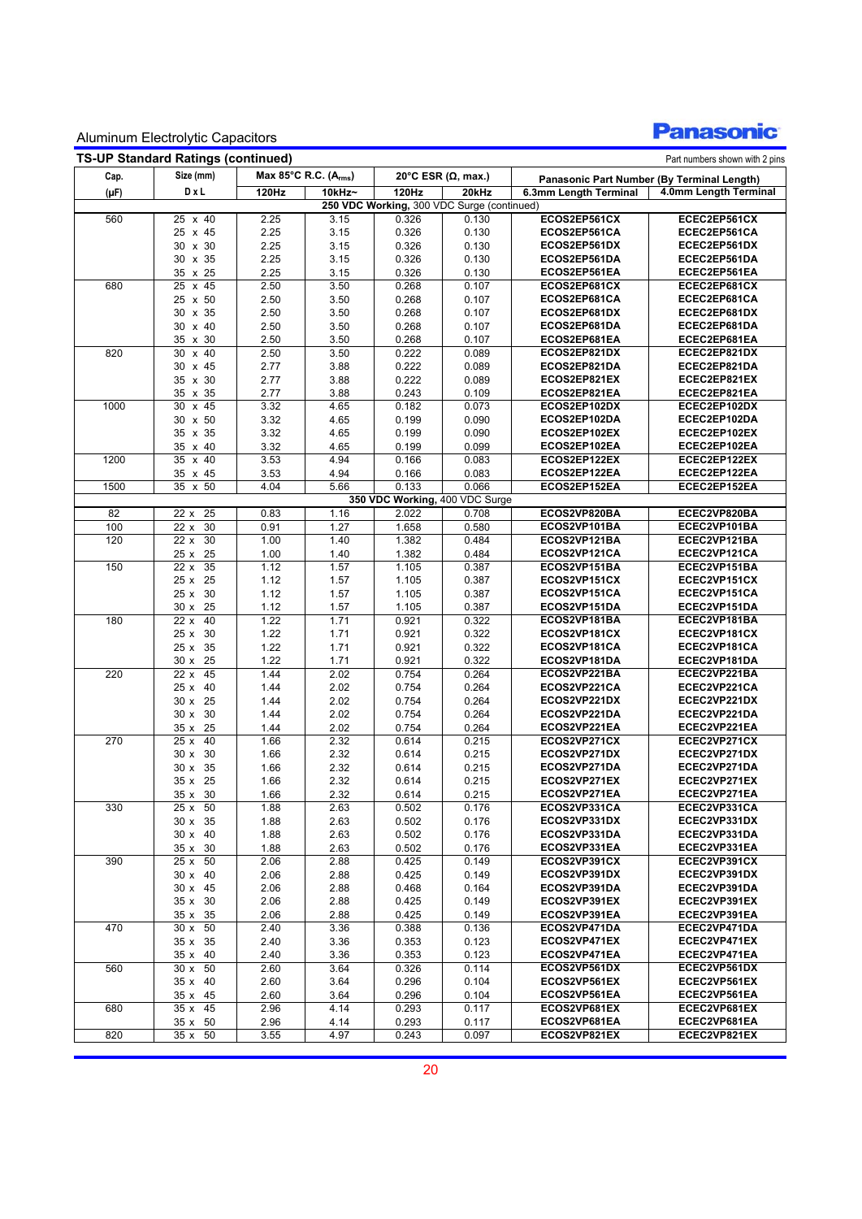Aluminum Electrolytic Capacitors

## TS-UP Standard Ratings (continued)

Part numbers shown with 2 pins

| Cap. (μF) | Size (mm) D x L | Max 85°C R.C. ($A_{rms}$) 120Hz | 10kHz~ | 20°C ESR (Ω, max.) 120Hz | 20kHz | Panasonic Part Number (By Terminal Length) 6.3mm Length Terminal | 4.0mm Length Terminal |
|---|---|---|---|---|---|---|---|
| **250 VDC Working, 300 VDC Surge (continued)** | | | | | | | |
| 560 | 25 x 40 | 2.25 | 3.15 | 0.326 | 0.130 | ECOS2EP561CX | ECEC2EP561CX |
| | 25 x 45 | 2.25 | 3.15 | 0.326 | 0.130 | ECOS2EP561CA | ECEC2EP561CA |
| | 30 x 30 | 2.25 | 3.15 | 0.326 | 0.130 | ECOS2EP561DX | ECEC2EP561DX |
| | 30 x 35 | 2.25 | 3.15 | 0.326 | 0.130 | ECOS2EP561DA | ECEC2EP561DA |
| | 35 x 25 | 2.25 | 3.15 | 0.326 | 0.130 | ECOS2EP561EA | ECEC2EP561EA |
| 680 | 25 x 45 | 2.50 | 3.50 | 0.268 | 0.107 | ECOS2EP681CX | ECEC2EP681CX |
| | 25 x 50 | 2.50 | 3.50 | 0.268 | 0.107 | ECOS2EP681CA | ECEC2EP681CA |
| | 30 x 35 | 2.50 | 3.50 | 0.268 | 0.107 | ECOS2EP681DX | ECEC2EP681DX |
| | 30 x 40 | 2.50 | 3.50 | 0.268 | 0.107 | ECOS2EP681DA | ECEC2EP681DA |
| | 35 x 30 | 2.50 | 3.50 | 0.268 | 0.107 | ECOS2EP681EA | ECEC2EP681EA |
| 820 | 30 x 40 | 2.50 | 3.50 | 0.222 | 0.089 | ECOS2EP821DX | ECEC2EP821DX |
| | 30 x 45 | 2.77 | 3.88 | 0.222 | 0.089 | ECOS2EP821DA | ECEC2EP821DA |
| | 35 x 30 | 2.77 | 3.88 | 0.222 | 0.089 | ECOS2EP821EX | ECEC2EP821EX |
| | 35 x 35 | 2.77 | 3.88 | 0.243 | 0.109 | ECOS2EP821EA | ECEC2EP821EA |
| 1000 | 30 x 45 | 3.32 | 4.65 | 0.182 | 0.073 | ECOS2EP102DX | ECEC2EP102DX |
| | 30 x 50 | 3.32 | 4.65 | 0.199 | 0.090 | ECOS2EP102DA | ECEC2EP102DA |
| | 35 x 35 | 3.32 | 4.65 | 0.199 | 0.090 | ECOS2EP102EX | ECEC2EP102EX |
| | 35 x 40 | 3.32 | 4.65 | 0.199 | 0.099 | ECOS2EP102EA | ECEC2EP102EA |
| 1200 | 35 x 40 | 3.53 | 4.94 | 0.166 | 0.083 | ECOS2EP122EX | ECEC2EP122EX |
| | 35 x 45 | 3.53 | 4.94 | 0.166 | 0.083 | ECOS2EP122EA | ECEC2EP122EA |
| 1500 | 35 x 50 | 4.04 | 5.66 | 0.133 | 0.066 | ECOS2EP152EA | ECEC2EP152EA |
| **350 VDC Working, 400 VDC Surge** | | | | | | | |
| 82 | 22 x 25 | 0.83 | 1.16 | 2.022 | 0.708 | ECOS2VP820BA | ECEC2VP820BA |
| 100 | 22 x 30 | 0.91 | 1.27 | 1.658 | 0.580 | ECOS2VP101BA | ECEC2VP101BA |
| 120 | 22 x 30 | 1.00 | 1.40 | 1.382 | 0.484 | ECOS2VP121BA | ECEC2VP121BA |
| | 25 x 25 | 1.00 | 1.40 | 1.382 | 0.484 | ECOS2VP121CA | ECEC2VP121CA |
| 150 | 22 x 35 | 1.12 | 1.57 | 1.105 | 0.387 | ECOS2VP151BA | ECEC2VP151BA |
| | 25 x 25 | 1.12 | 1.57 | 1.105 | 0.387 | ECOS2VP151CX | ECEC2VP151CX |
| | 25 x 30 | 1.12 | 1.57 | 1.105 | 0.387 | ECOS2VP151CA | ECEC2VP151CA |
| | 30 x 25 | 1.12 | 1.57 | 1.105 | 0.387 | ECOS2VP151DA | ECEC2VP151DA |
| 180 | 22 x 40 | 1.22 | 1.71 | 0.921 | 0.322 | ECOS2VP181BA | ECEC2VP181BA |
| | 25 x 30 | 1.22 | 1.71 | 0.921 | 0.322 | ECOS2VP181CX | ECEC2VP181CX |
| | 25 x 35 | 1.22 | 1.71 | 0.921 | 0.322 | ECOS2VP181CA | ECEC2VP181CA |
| | 30 x 25 | 1.22 | 1.71 | 0.921 | 0.322 | ECOS2VP181DA | ECEC2VP181DA |
| 220 | 22 x 45 | 1.44 | 2.02 | 0.754 | 0.264 | ECOS2VP221BA | ECEC2VP221BA |
| | 25 x 40 | 1.44 | 2.02 | 0.754 | 0.264 | ECOS2VP221CA | ECEC2VP221CA |
| | 30 x 25 | 1.44 | 2.02 | 0.754 | 0.264 | ECOS2VP221DX | ECEC2VP221DX |
| | 30 x 30 | 1.44 | 2.02 | 0.754 | 0.264 | ECOS2VP221DA | ECEC2VP221DA |
| | 35 x 25 | 1.44 | 2.02 | 0.754 | 0.264 | ECOS2VP221EA | ECEC2VP221EA |
| 270 | 25 x 40 | 1.66 | 2.32 | 0.614 | 0.215 | ECOS2VP271CX | ECEC2VP271CX |
| | 30 x 30 | 1.66 | 2.32 | 0.614 | 0.215 | ECOS2VP271DX | ECEC2VP271DX |
| | 30 x 35 | 1.66 | 2.32 | 0.614 | 0.215 | ECOS2VP271DA | ECEC2VP271DA |
| | 35 x 25 | 1.66 | 2.32 | 0.614 | 0.215 | ECOS2VP271EX | ECEC2VP271EX |
| | 35 x 30 | 1.66 | 2.32 | 0.614 | 0.215 | ECOS2VP271EA | ECEC2VP271EA |
| 330 | 25 x 50 | 1.88 | 2.63 | 0.502 | 0.176 | ECOS2VP331CA | ECEC2VP331CA |
| | 30 x 35 | 1.88 | 2.63 | 0.502 | 0.176 | ECOS2VP331DX | ECEC2VP331DX |
| | 30 x 40 | 1.88 | 2.63 | 0.502 | 0.176 | ECOS2VP331DA | ECEC2VP331DA |
| | 35 x 30 | 1.88 | 2.63 | 0.502 | 0.176 | ECOS2VP331EA | ECEC2VP331EA |
| 390 | 25 x 50 | 2.06 | 2.88 | 0.425 | 0.149 | ECOS2VP391CX | ECEC2VP391CX |
| | 30 x 40 | 2.06 | 2.88 | 0.425 | 0.149 | ECOS2VP391DX | ECEC2VP391DX |
| | 30 x 45 | 2.06 | 2.88 | 0.468 | 0.164 | ECOS2VP391DA | ECEC2VP391DA |
| | 35 x 30 | 2.06 | 2.88 | 0.425 | 0.149 | ECOS2VP391EX | ECEC2VP391EX |
| | 35 x 35 | 2.06 | 2.88 | 0.425 | 0.149 | ECOS2VP391EA | ECEC2VP391EA |
| 470 | 30 x 50 | 2.40 | 3.36 | 0.388 | 0.136 | ECOS2VP471DA | ECEC2VP471DA |
| | 35 x 35 | 2.40 | 3.36 | 0.353 | 0.123 | ECOS2VP471EX | ECEC2VP471EX |
| | 35 x 40 | 2.40 | 3.36 | 0.353 | 0.123 | ECOS2VP471EA | ECEC2VP471EA |
| 560 | 30 x 50 | 2.60 | 3.64 | 0.326 | 0.114 | ECOS2VP561DX | ECEC2VP561DX |
| | 35 x 40 | 2.60 | 3.64 | 0.296 | 0.104 | ECOS2VP561EX | ECEC2VP561EX |
| | 35 x 45 | 2.60 | 3.64 | 0.296 | 0.104 | ECOS2VP561EA | ECEC2VP561EA |
| 680 | 35 x 45 | 2.96 | 4.14 | 0.293 | 0.117 | ECOS2VP681EX | ECEC2VP681EX |
| | 35 x 50 | 2.96 | 4.14 | 0.293 | 0.117 | ECOS2VP681EA | ECEC2VP681EA |
| 820 | 35 x 50 | 3.55 | 4.97 | 0.243 | 0.097 | ECOS2VP821EX | ECEC2VP821EX |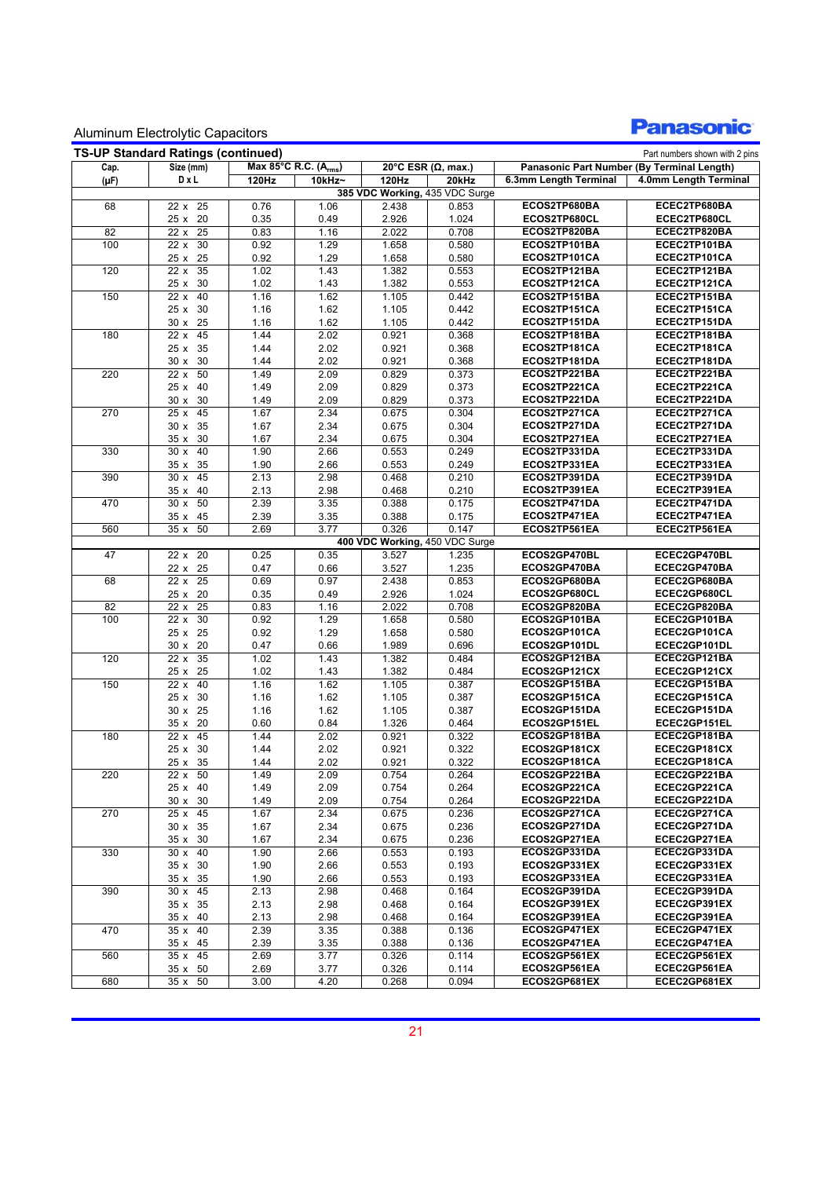Aluminum Electrolytic Capacitors

## TS-UP Standard Ratings (continued)

Part numbers shown with 2 pins

| Cap. (µF) | Size (mm) D x L | Max 85°C R.C. ($A_{rms}$) 120Hz | Max 85°C R.C. ($A_{rms}$) 10kHz~ | 20°C ESR (Ω, max.) 120Hz | 20°C ESR (Ω, max.) 20kHz | Panasonic Part Number 6.3mm Length Terminal | Panasonic Part Number 4.0mm Length Terminal |
|---|---|---|---|---|---|---|---|
| **385 VDC Working, 435 VDC Surge** | | | | | | | |
| 68 | 22 x 25 | 0.76 | 1.06 | 2.438 | 0.853 | ECOS2TP680BA | ECEC2TP680BA |
| | 25 x 20 | 0.35 | 0.49 | 2.926 | 1.024 | ECOS2TP680CL | ECEC2TP680CL |
| 82 | 22 x 25 | 0.83 | 1.16 | 2.022 | 0.708 | ECOS2TP820BA | ECEC2TP820BA |
| 100 | 22 x 30 | 0.92 | 1.29 | 1.658 | 0.580 | ECOS2TP101BA | ECEC2TP101BA |
| | 25 x 25 | 0.92 | 1.29 | 1.658 | 0.580 | ECOS2TP101CA | ECEC2TP101CA |
| 120 | 22 x 35 | 1.02 | 1.43 | 1.382 | 0.553 | ECOS2TP121BA | ECEC2TP121BA |
| | 25 x 30 | 1.02 | 1.43 | 1.382 | 0.553 | ECOS2TP121CA | ECEC2TP121CA |
| 150 | 22 x 40 | 1.16 | 1.62 | 1.105 | 0.442 | ECOS2TP151BA | ECEC2TP151BA |
| | 25 x 30 | 1.16 | 1.62 | 1.105 | 0.442 | ECOS2TP151CA | ECEC2TP151CA |
| | 30 x 25 | 1.16 | 1.62 | 1.105 | 0.442 | ECOS2TP151DA | ECEC2TP151DA |
| 180 | 22 x 45 | 1.44 | 2.02 | 0.921 | 0.368 | ECOS2TP181BA | ECEC2TP181BA |
| | 25 x 35 | 1.44 | 2.02 | 0.921 | 0.368 | ECOS2TP181CA | ECEC2TP181CA |
| | 30 x 30 | 1.44 | 2.02 | 0.921 | 0.368 | ECOS2TP181DA | ECEC2TP181DA |
| 220 | 22 x 50 | 1.49 | 2.09 | 0.829 | 0.373 | ECOS2TP221BA | ECEC2TP221BA |
| | 25 x 40 | 1.49 | 2.09 | 0.829 | 0.373 | ECOS2TP221CA | ECEC2TP221CA |
| | 30 x 30 | 1.49 | 2.09 | 0.829 | 0.373 | ECOS2TP221DA | ECEC2TP221DA |
| 270 | 25 x 45 | 1.67 | 2.34 | 0.675 | 0.304 | ECOS2TP271CA | ECEC2TP271CA |
| | 30 x 35 | 1.67 | 2.34 | 0.675 | 0.304 | ECOS2TP271DA | ECEC2TP271DA |
| | 35 x 30 | 1.67 | 2.34 | 0.675 | 0.304 | ECOS2TP271EA | ECEC2TP271EA |
| 330 | 30 x 40 | 1.90 | 2.66 | 0.553 | 0.249 | ECOS2TP331DA | ECEC2TP331DA |
| | 35 x 35 | 1.90 | 2.66 | 0.553 | 0.249 | ECOS2TP331EA | ECEC2TP331EA |
| 390 | 30 x 45 | 2.13 | 2.98 | 0.468 | 0.210 | ECOS2TP391DA | ECEC2TP391DA |
| | 35 x 40 | 2.13 | 2.98 | 0.468 | 0.210 | ECOS2TP391EA | ECEC2TP391EA |
| 470 | 30 x 50 | 2.39 | 3.35 | 0.388 | 0.175 | ECOS2TP471DA | ECEC2TP471DA |
| | 35 x 45 | 2.39 | 3.35 | 0.388 | 0.175 | ECOS2TP471EA | ECEC2TP471EA |
| 560 | 35 x 50 | 2.69 | 3.77 | 0.326 | 0.147 | ECOS2TP561EA | ECEC2TP561EA |
| **400 VDC Working, 450 VDC Surge** | | | | | | | |
| 47 | 22 x 20 | 0.25 | 0.35 | 3.527 | 1.235 | ECOS2GP470BL | ECEC2GP470BL |
| | 22 x 25 | 0.47 | 0.66 | 3.527 | 1.235 | ECOS2GP470BA | ECEC2GP470BA |
| 68 | 22 x 25 | 0.69 | 0.97 | 2.438 | 0.853 | ECOS2GP680BA | ECEC2GP680BA |
| | 25 x 20 | 0.35 | 0.49 | 2.926 | 1.024 | ECOS2GP680CL | ECEC2GP680CL |
| 82 | 22 x 25 | 0.83 | 1.16 | 2.022 | 0.708 | ECOS2GP820BA | ECEC2GP820BA |
| 100 | 22 x 30 | 0.92 | 1.29 | 1.658 | 0.580 | ECOS2GP101BA | ECEC2GP101BA |
| | 25 x 25 | 0.92 | 1.29 | 1.658 | 0.580 | ECOS2GP101CA | ECEC2GP101CA |
| | 30 x 20 | 0.47 | 0.66 | 1.989 | 0.696 | ECOS2GP101DL | ECEC2GP101DL |
| 120 | 22 x 35 | 1.02 | 1.43 | 1.382 | 0.484 | ECOS2GP121BA | ECEC2GP121BA |
| | 25 x 25 | 1.02 | 1.43 | 1.382 | 0.484 | ECOS2GP121CX | ECEC2GP121CX |
| 150 | 22 x 40 | 1.16 | 1.62 | 1.105 | 0.387 | ECOS2GP151BA | ECEC2GP151BA |
| | 25 x 30 | 1.16 | 1.62 | 1.105 | 0.387 | ECOS2GP151CA | ECEC2GP151CA |
| | 30 x 25 | 1.16 | 1.62 | 1.105 | 0.387 | ECOS2GP151DA | ECEC2GP151DA |
| | 35 x 20 | 0.60 | 0.84 | 1.326 | 0.464 | ECOS2GP151EL | ECEC2GP151EL |
| 180 | 22 x 45 | 1.44 | 2.02 | 0.921 | 0.322 | ECOS2GP181BA | ECEC2GP181BA |
| | 25 x 30 | 1.44 | 2.02 | 0.921 | 0.322 | ECOS2GP181CX | ECEC2GP181CX |
| | 25 x 35 | 1.44 | 2.02 | 0.921 | 0.322 | ECOS2GP181CA | ECEC2GP181CA |
| 220 | 22 x 50 | 1.49 | 2.09 | 0.754 | 0.264 | ECOS2GP221BA | ECEC2GP221BA |
| | 25 x 40 | 1.49 | 2.09 | 0.754 | 0.264 | ECOS2GP221CA | ECEC2GP221CA |
| | 30 x 30 | 1.49 | 2.09 | 0.754 | 0.264 | ECOS2GP221DA | ECEC2GP221DA |
| 270 | 25 x 45 | 1.67 | 2.34 | 0.675 | 0.236 | ECOS2GP271CA | ECEC2GP271CA |
| | 30 x 35 | 1.67 | 2.34 | 0.675 | 0.236 | ECOS2GP271DA | ECEC2GP271DA |
| | 35 x 30 | 1.67 | 2.34 | 0.675 | 0.236 | ECOS2GP271EA | ECEC2GP271EA |
| 330 | 30 x 40 | 1.90 | 2.66 | 0.553 | 0.193 | ECOS2GP331DA | ECEC2GP331DA |
| | 35 x 30 | 1.90 | 2.66 | 0.553 | 0.193 | ECOS2GP331EX | ECEC2GP331EX |
| | 35 x 35 | 1.90 | 2.66 | 0.553 | 0.193 | ECOS2GP331EA | ECEC2GP331EA |
| 390 | 30 x 45 | 2.13 | 2.98 | 0.468 | 0.164 | ECOS2GP391DA | ECEC2GP391DA |
| | 35 x 35 | 2.13 | 2.98 | 0.468 | 0.164 | ECOS2GP391EX | ECEC2GP391EX |
| | 35 x 40 | 2.13 | 2.98 | 0.468 | 0.164 | ECOS2GP391EA | ECEC2GP391EA |
| 470 | 35 x 40 | 2.39 | 3.35 | 0.388 | 0.136 | ECOS2GP471EX | ECEC2GP471EX |
| | 35 x 45 | 2.39 | 3.35 | 0.388 | 0.136 | ECOS2GP471EA | ECEC2GP471EA |
| 560 | 35 x 45 | 2.69 | 3.77 | 0.326 | 0.114 | ECOS2GP561EX | ECEC2GP561EX |
| | 35 x 50 | 2.69 | 3.77 | 0.326 | 0.114 | ECOS2GP561EA | ECEC2GP561EA |
| 680 | 35 x 50 | 3.00 | 4.20 | 0.268 | 0.094 | ECOS2GP681EX | ECEC2GP681EX |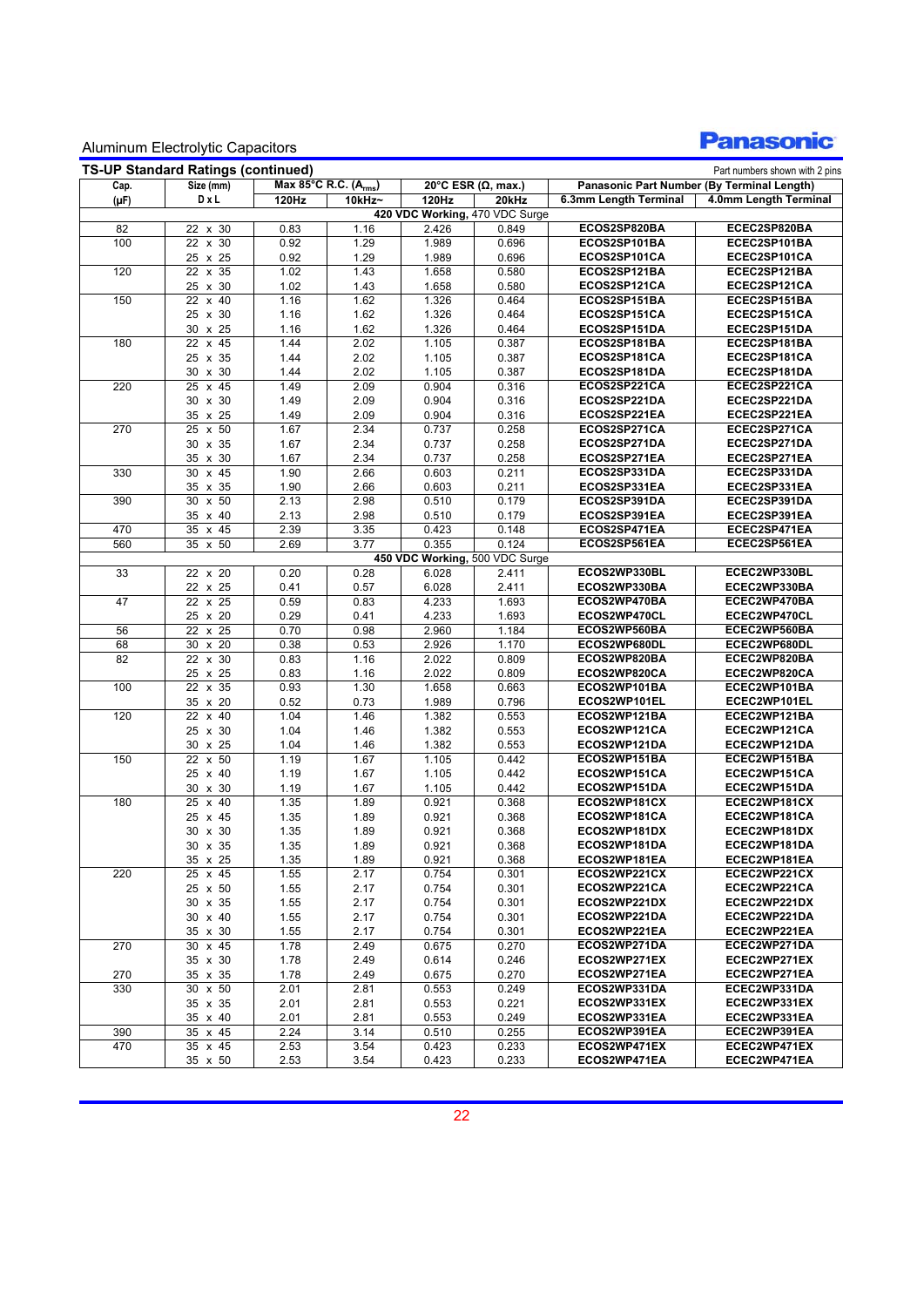Aluminum Electrolytic Capacitors

## TS-UP Standard Ratings (continued)

Part numbers shown with 2 pins

| Cap. (µF) | Size (mm) D x L | Max 85°C R.C. ($A_{rms}$) 120Hz | 10kHz~ | 20°C ESR (Ω, max.) 120Hz | 20kHz | Panasonic Part Number (By Terminal Length) 6.3mm Length Terminal | 4.0mm Length Terminal |
|---|---|---|---|---|---|---|---|
| **420 VDC Working, 470 VDC Surge** | | | | | | | |
| 82 | 22 x 30 | 0.83 | 1.16 | 2.426 | 0.849 | ECOS2SP820BA | ECEC2SP820BA |
| 100 | 22 x 30 | 0.92 | 1.29 | 1.989 | 0.696 | ECOS2SP101BA | ECEC2SP101BA |
| | 25 x 25 | 0.92 | 1.29 | 1.989 | 0.696 | ECOS2SP101CA | ECEC2SP101CA |
| 120 | 22 x 35 | 1.02 | 1.43 | 1.658 | 0.580 | ECOS2SP121BA | ECEC2SP121BA |
| | 25 x 30 | 1.02 | 1.43 | 1.658 | 0.580 | ECOS2SP121CA | ECEC2SP121CA |
| 150 | 22 x 40 | 1.16 | 1.62 | 1.326 | 0.464 | ECOS2SP151BA | ECEC2SP151BA |
| | 25 x 30 | 1.16 | 1.62 | 1.326 | 0.464 | ECOS2SP151CA | ECEC2SP151CA |
| | 30 x 25 | 1.16 | 1.62 | 1.326 | 0.464 | ECOS2SP151DA | ECEC2SP151DA |
| 180 | 22 x 45 | 1.44 | 2.02 | 1.105 | 0.387 | ECOS2SP181BA | ECEC2SP181BA |
| | 25 x 35 | 1.44 | 2.02 | 1.105 | 0.387 | ECOS2SP181CA | ECEC2SP181CA |
| | 30 x 30 | 1.44 | 2.02 | 1.105 | 0.387 | ECOS2SP181DA | ECEC2SP181DA |
| 220 | 25 x 45 | 1.49 | 2.09 | 0.904 | 0.316 | ECOS2SP221CA | ECEC2SP221CA |
| | 30 x 30 | 1.49 | 2.09 | 0.904 | 0.316 | ECOS2SP221DA | ECEC2SP221DA |
| | 35 x 25 | 1.49 | 2.09 | 0.904 | 0.316 | ECOS2SP221EA | ECEC2SP221EA |
| 270 | 25 x 50 | 1.67 | 2.34 | 0.737 | 0.258 | ECOS2SP271CA | ECEC2SP271CA |
| | 30 x 35 | 1.67 | 2.34 | 0.737 | 0.258 | ECOS2SP271DA | ECEC2SP271DA |
| | 35 x 30 | 1.67 | 2.34 | 0.737 | 0.258 | ECOS2SP271EA | ECEC2SP271EA |
| 330 | 30 x 45 | 1.90 | 2.66 | 0.603 | 0.211 | ECOS2SP331DA | ECEC2SP331DA |
| | 35 x 35 | 1.90 | 2.66 | 0.603 | 0.211 | ECOS2SP331EA | ECEC2SP331EA |
| 390 | 30 x 50 | 2.13 | 2.98 | 0.510 | 0.179 | ECOS2SP391DA | ECEC2SP391DA |
| | 35 x 40 | 2.13 | 2.98 | 0.510 | 0.179 | ECOS2SP391EA | ECEC2SP391EA |
| 470 | 35 x 45 | 2.39 | 3.35 | 0.423 | 0.148 | ECOS2SP471EA | ECEC2SP471EA |
| 560 | 35 x 50 | 2.69 | 3.77 | 0.355 | 0.124 | ECOS2SP561EA | ECEC2SP561EA |
| **450 VDC Working, 500 VDC Surge** | | | | | | | |
| 33 | 22 x 20 | 0.20 | 0.28 | 6.028 | 2.411 | ECOS2WP330BL | ECEC2WP330BL |
| | 22 x 25 | 0.41 | 0.57 | 6.028 | 2.411 | ECOS2WP330BA | ECEC2WP330BA |
| 47 | 22 x 25 | 0.59 | 0.83 | 4.233 | 1.693 | ECOS2WP470BA | ECEC2WP470BA |
| | 25 x 20 | 0.29 | 0.41 | 4.233 | 1.693 | ECOS2WP470CL | ECEC2WP470CL |
| 56 | 22 x 25 | 0.70 | 0.98 | 2.960 | 1.184 | ECOS2WP560BA | ECEC2WP560BA |
| 68 | 30 x 20 | 0.38 | 0.53 | 2.926 | 1.170 | ECOS2WP680DL | ECEC2WP680DL |
| 82 | 22 x 30 | 0.83 | 1.16 | 2.022 | 0.809 | ECOS2WP820BA | ECEC2WP820BA |
| | 25 x 25 | 0.83 | 1.16 | 2.022 | 0.809 | ECOS2WP820CA | ECEC2WP820CA |
| 100 | 22 x 35 | 0.93 | 1.30 | 1.658 | 0.663 | ECOS2WP101BA | ECEC2WP101BA |
| | 35 x 20 | 0.52 | 0.73 | 1.989 | 0.796 | ECOS2WP101EL | ECEC2WP101EL |
| 120 | 22 x 40 | 1.04 | 1.46 | 1.382 | 0.553 | ECOS2WP121BA | ECEC2WP121BA |
| | 25 x 30 | 1.04 | 1.46 | 1.382 | 0.553 | ECOS2WP121CA | ECEC2WP121CA |
| | 30 x 25 | 1.04 | 1.46 | 1.382 | 0.553 | ECOS2WP121DA | ECEC2WP121DA |
| 150 | 22 x 50 | 1.19 | 1.67 | 1.105 | 0.442 | ECOS2WP151BA | ECEC2WP151BA |
| | 25 x 40 | 1.19 | 1.67 | 1.105 | 0.442 | ECOS2WP151CA | ECEC2WP151CA |
| | 30 x 30 | 1.19 | 1.67 | 1.105 | 0.442 | ECOS2WP151DA | ECEC2WP151DA |
| 180 | 25 x 40 | 1.35 | 1.89 | 0.921 | 0.368 | ECOS2WP181CX | ECEC2WP181CX |
| | 25 x 45 | 1.35 | 1.89 | 0.921 | 0.368 | ECOS2WP181CA | ECEC2WP181CA |
| | 30 x 30 | 1.35 | 1.89 | 0.921 | 0.368 | ECOS2WP181DX | ECEC2WP181DX |
| | 30 x 35 | 1.35 | 1.89 | 0.921 | 0.368 | ECOS2WP181DA | ECEC2WP181DA |
| | 35 x 25 | 1.35 | 1.89 | 0.921 | 0.368 | ECOS2WP181EA | ECEC2WP181EA |
| 220 | 25 x 45 | 1.55 | 2.17 | 0.754 | 0.301 | ECOS2WP221CX | ECEC2WP221CX |
| | 25 x 50 | 1.55 | 2.17 | 0.754 | 0.301 | ECOS2WP221CA | ECEC2WP221CA |
| | 30 x 35 | 1.55 | 2.17 | 0.754 | 0.301 | ECOS2WP221DX | ECEC2WP221DX |
| | 30 x 40 | 1.55 | 2.17 | 0.754 | 0.301 | ECOS2WP221DA | ECEC2WP221DA |
| | 35 x 30 | 1.55 | 2.17 | 0.754 | 0.301 | ECOS2WP221EA | ECEC2WP221EA |
| 270 | 30 x 45 | 1.78 | 2.49 | 0.675 | 0.270 | ECOS2WP271DA | ECEC2WP271DA |
| | 35 x 30 | 1.78 | 2.49 | 0.614 | 0.246 | ECOS2WP271EX | ECEC2WP271EX |
| 270 | 35 x 35 | 1.78 | 2.49 | 0.675 | 0.270 | ECOS2WP271EA | ECEC2WP271EA |
| 330 | 30 x 50 | 2.01 | 2.81 | 0.553 | 0.249 | ECOS2WP331DA | ECEC2WP331DA |
| | 35 x 35 | 2.01 | 2.81 | 0.553 | 0.221 | ECOS2WP331EX | ECEC2WP331EX |
| | 35 x 40 | 2.01 | 2.81 | 0.553 | 0.249 | ECOS2WP331EA | ECEC2WP331EA |
| 390 | 35 x 45 | 2.24 | 3.14 | 0.510 | 0.255 | ECOS2WP391EA | ECEC2WP391EA |
| 470 | 35 x 45 | 2.53 | 3.54 | 0.423 | 0.233 | ECOS2WP471EX | ECEC2WP471EX |
| | 35 x 50 | 2.53 | 3.54 | 0.423 | 0.233 | ECOS2WP471EA | ECEC2WP471EA |